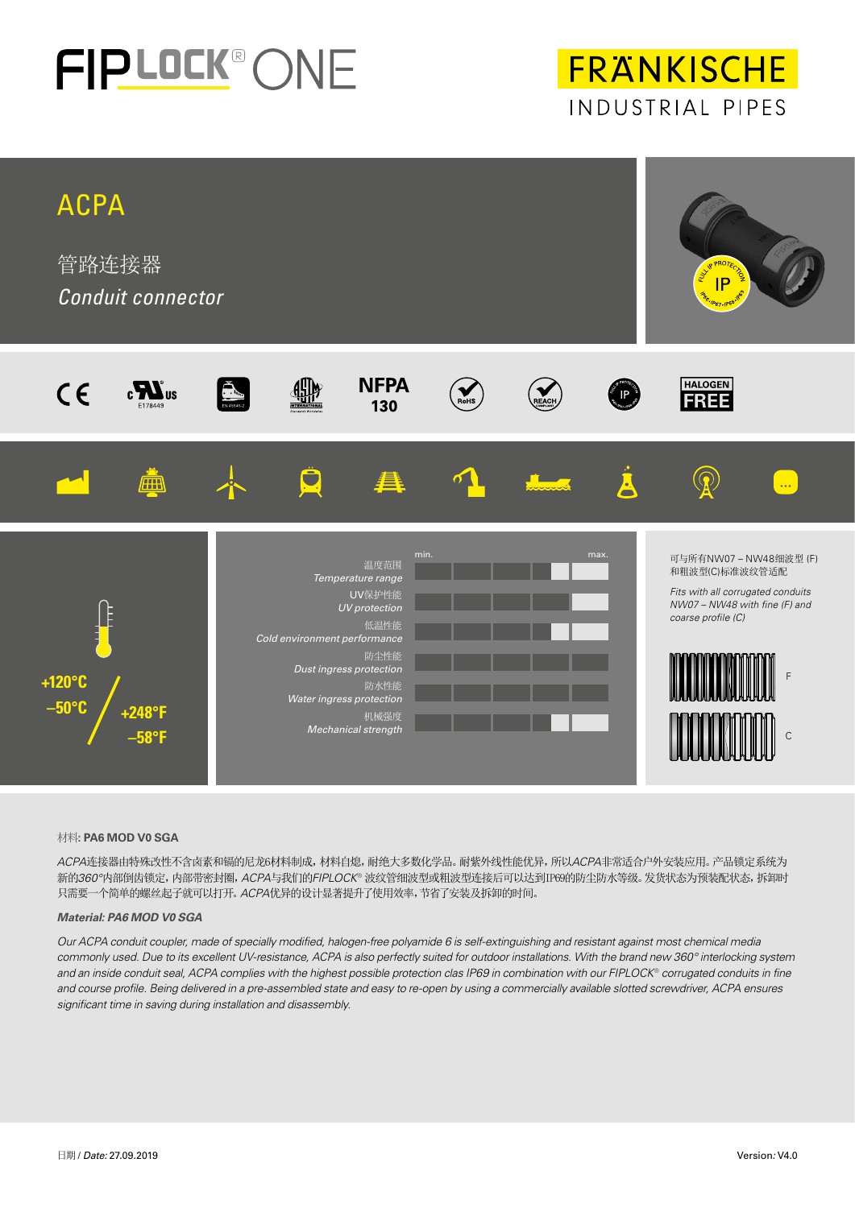FIPLOCK® ONE

FRÄNKISCHE INDUSTRIAL PIPES

# ACPA

## 管路连接器

## *Conduit connector*

NFPA 130

HALOGEN FREE

+120°C
–50°C

+248°F
–58°F

min. max.

温度范围
*Temperature range*

UV保护性能
*UV protection*

低温性能
*Cold environment performance*

防尘性能
*Dust ingress protection*

防水性能
*Water ingress protection*

机械强度
*Mechanical strength*

可与所有NW07 – NW48细波型 (F)和粗波型(C)标准波纹管适配

*Fits with all corrugated conduits NW07 – NW48 with fine (F) and coarse profile (C)*

F

C

材料: **PA6 MOD V0 SGA**

*ACPA*连接器由特殊改性不含卤素和镉的尼龙6材料制成，材料自熄，耐绝大多数化学品。耐紫外线性能优异，所以*ACPA*非常适合户外安装应用。产品锁定系统为新的*360*°内部倒齿锁定，内部带密封圈，*ACPA*与我们的*FIPLOCK*® 波纹管细波型或粗波型连接后可以达到IP69的防尘防水等级。发货状态为预装配状态，拆卸时只需要一个简单的螺丝起子就可以打开。*ACPA*优异的设计显著提升了使用效率，节省了安装及拆卸的时间。

***Material: PA6 MOD V0 SGA***

*Our ACPA conduit coupler, made of specially modified, halogen-free polyamide 6 is self-extinguishing and resistant against most chemical media commonly used. Due to its excellent UV-resistance, ACPA is also perfectly suited for outdoor installations. With the brand new 360° interlocking system and an inside conduit seal, ACPA complies with the highest possible protection class IP69 in combination with our FIPLOCK® corrugated conduits in fine and course profile. Being delivered in a pre-assembled state and easy to re-open by using a commercially available slotted screwdriver, ACPA ensures significant time in saving during installation and disassembly.*

日期 / *Date:* 27.09.2019

Version*:* V4.0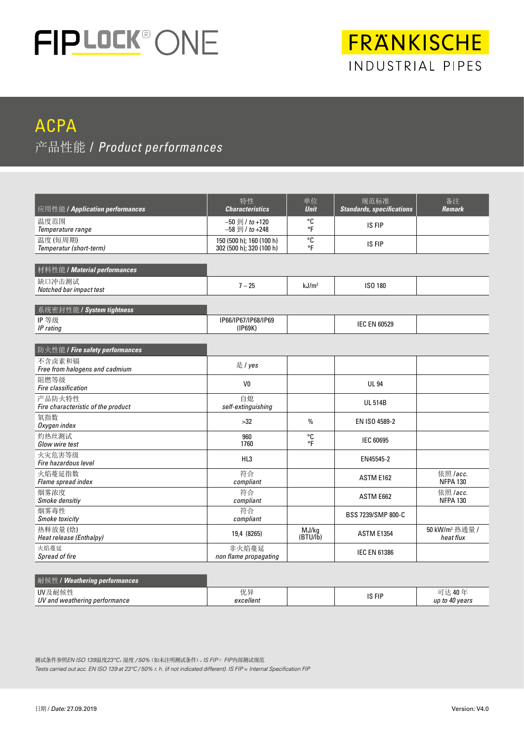FIPLOCK® ONE

FRÄNKISCHE
INDUSTRIAL PIPES

# ACPA

## 产品性能 / *Product performances*

| 应用性能 / ***Application performances*** | 特性 ***Characteristics*** | 单位 ***Unit*** | 规范标准 ***Standards, specifications*** | 备注 ***Remark*** |
|---|---|---|---|---|
| 温度范围 *Temperature range* | –50 到 / *to* +120 –58 到 / *to* +248 | °C °F | IS FIP | |
| 温度 (短周期) *Temperatur (short-term)* | 150 (500 h); 160 (100 h) 302 (500 h); 320 (100 h) | °C °F | IS FIP | |
| **材料性能 / *Material performances*** | | | | |
| 缺口冲击测试 *Notched bar impact test* | 7 – 25 | kJ/m² | ISO 180 | |
| **系统密封性能 / *System tightness*** | | | | |
| IP 等级 *IP rating* | IP66/IP67/IP68/IP69 (IP69K) | | IEC EN 60529 | |
| **防火性能 / *Fire safety performances*** | | | | |
| 不含卤素和镉 *Free from halogens and cadmium* | 是 / *yes* | | | |
| 阻燃等级 *Fire classification* | V0 | | UL 94 | |
| 产品防火特性 *Fire characteristic of the product* | 自熄 *self-extinguishing* | | UL 514B | |
| 氧指数 *Oxygen index* | >32 | % | EN ISO 4589-2 | |
| 灼热丝测试 *Glow wire test* | 960 1760 | °C °F | IEC 60695 | |
| 火灾危害等级 *Fire hazardous level* | HL3 | | EN45545-2 | |
| 火焰蔓延指数 *Flame spread index* | 符合 *compliant* | | ASTM E162 | 依照 /*acc.* NFPA 130 |
| 烟雾浓度 *Smoke densitiy* | 符合 *compliant* | | ASTM E662 | 依照 /*acc.* NFPA 130 |
| 烟雾毒性 *Smoke toxicity* | 符合 *compliant* | | BSS 7239/SMP 800-C | |
| 热释放量 (焓) *Heat release (Enthalpy)* | 19,4 (8265) | MJ/kg (BTU/lb) | ASTM E1354 | 50 kW/m² 热通量 / *heat flux* |
| 火焰蔓延 *Spread of fire* | 非火焰蔓延 *non flame propagating* | | IEC EN 61386 | |
| **耐候性 / *Weathering performances*** | | | | |
| UV及耐候性 *UV and weathering performance* | 优异 *excellent* | | IS FIP | 可达 40 年 *up to 40 years* |

测试条件参照*EN ISO 139*温度*23°C*，湿度 */ 50%*（如未注明测试条件）。*IS FIP = FIP*内部测试规范
*Tests carried out acc. EN ISO 139 at 23°C / 50% r. h. (if not indicated different). IS FIP = Internal Specification FIP*

日期 / *Date:* 27.09.2019

Version*:* V4.0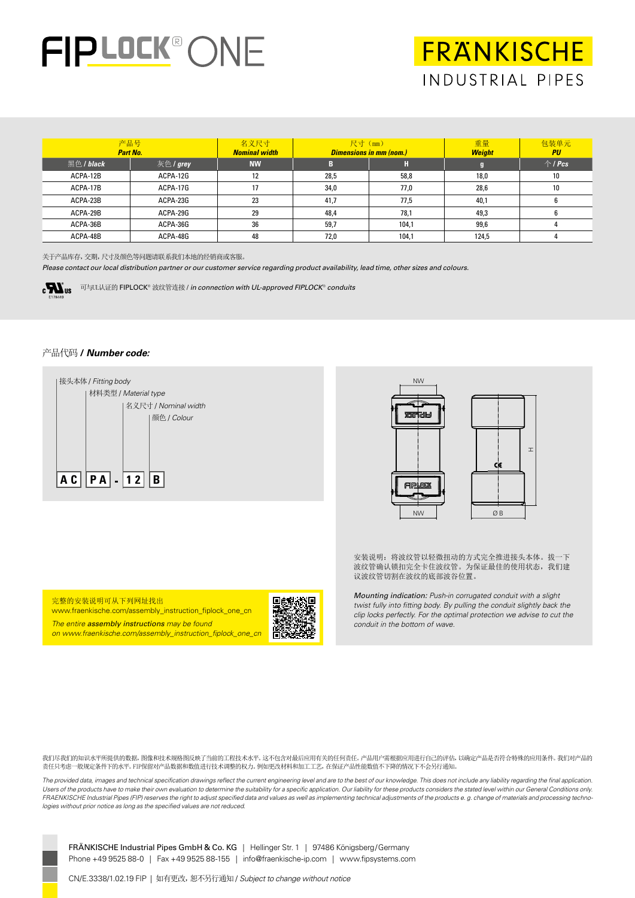# FIPLOCK® ONE

FRÄNKISCHE
INDUSTRIAL PIPES

| 产品号 **Part No.** | | 名义尺寸 **Nominal width** | 尺寸（mm）**Dimensions in mm (nom.)** | | 重量 **Weight** | 包装单元 **PU** |
|---|---|---|---|---|---|---|
| 黑色 / **black** | 灰色 / **grey** | **NW** | **B** | **H** | **g** | 个 / **Pcs** |
| ACPA-12B | ACPA-12G | 12 | 28,5 | 58,8 | 18,0 | 10 |
| ACPA-17B | ACPA-17G | 17 | 34,0 | 77,0 | 28,6 | 10 |
| ACPA-23B | ACPA-23G | 23 | 41,7 | 77,5 | 40,1 | 6 |
| ACPA-29B | ACPA-29G | 29 | 48,4 | 78,1 | 49,3 | 6 |
| ACPA-36B | ACPA-36G | 36 | 59,7 | 104,1 | 99,6 | 4 |
| ACPA-48B | ACPA-48G | 48 | 72,0 | 104,1 | 124,5 | 4 |

关于产品库存，交期，尺寸及颜色等问题请联系我们本地的经销商或客服。

*Please contact our local distribution partner or our customer service regarding product availability, lead time, other sizes and colours.*

可与UL认证的 FIPLOCK® 波纹管连接 / *in connection with UL-approved FIPLOCK® conduits*

## 产品代码 / ***Number code:***

接头本体 / *Fitting body*
材料类型 / *Material type*
名义尺寸 / *Nominal width*
颜色 / *Colour*

AC PA - 12 B

NW
H
NW
Ø B

安装说明：将波纹管以轻微扭动的方式完全推进接头本体。拔一下波纹管确认锁扣完全卡住波纹管。为保证最佳的使用状态，我们建议波纹管切割在波纹的底部波谷位置。

*Mounting indication:* *Push-in corrugated conduit with a slight twist fully into fitting body. By pulling the conduit slightly back the clip locks perfectly. For the optimal protection we advise to cut the conduit in the bottom of wave.*

完整的安装说明可从下列网址找出
www.fraenkische.com/assembly_instruction_fiplock_one_cn

*The entire **assembly instructions** may be found on www.fraenkische.com/assembly_instruction_fiplock_one_cn*

我们尽我们的知识水平所提供的数据，图像和技术规格图反映了当前的工程技术水平。这不包含对最后应用有关的任何责任。产品用户需根据应用进行自己的评估，以确定产品是否符合特殊的应用条件。我们对产品的责任只考虑一般规定条件下的水平。FIP保留对产品数据和数值进行技术调整的权力，例如更改材料和加工工艺，在保证产品性能数值不下降的情况下不会另行通知。

*The provided data, images and technical specification drawings reflect the current engineering level and are to the best of our knowledge. This does not include any liability regarding the final application. Users of the products have to make their own evaluation to determine the suitability for a specific application. Our liability for these products considers the stated level within our General Conditions only. FRAENKISCHE Industrial Pipes (FIP) reserves the right to adjust specified data and values as well as implementing technical adjustments of the products e. g. change of materials and processing technologies without prior notice as long as the specified values are not reduced.*

FRÄNKISCHE Industrial Pipes GmbH & Co. KG | Hellinger Str. 1 | 97486 Königsberg/Germany
Phone +49 9525 88-0 | Fax +49 9525 88-155 | info@fraenkische-ip.com | www.fipsystems.com

CN/E.3338/1.02.19 FIP | 如有更改，恕不另行通知 / *Subject to change without notice*